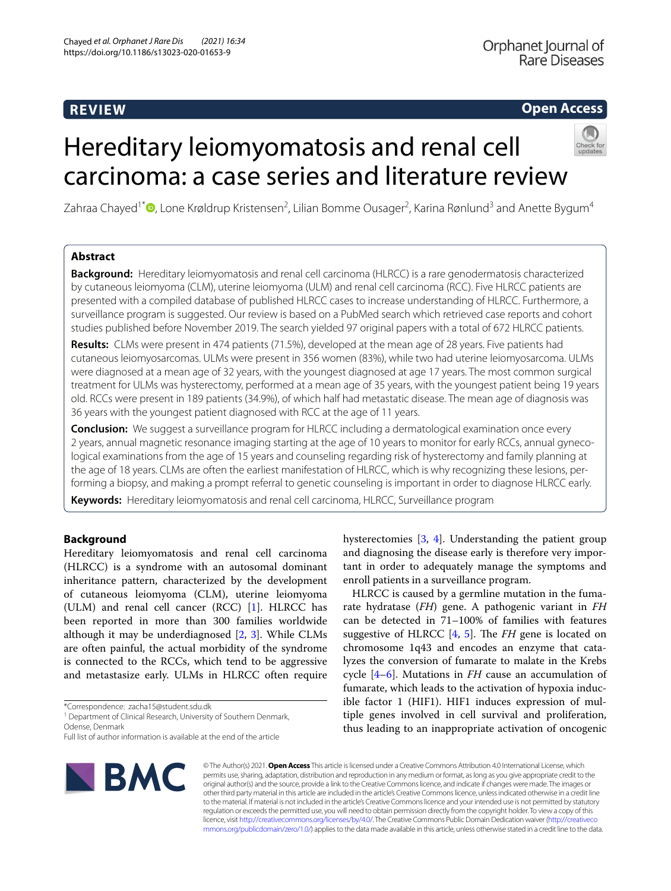REVIEW

Open Access

# Hereditary leiomyomatosis and renal cell carcinoma: a case series and literature review

Zahraa Chayed[1*], Lone Krøldrup Kristensen[2], Lilian Bomme Ousager[2], Karina Rønlund[3] and Anette Bygum[4]

## Abstract

**Background:** Hereditary leiomyomatosis and renal cell carcinoma (HLRCC) is a rare genodermatosis characterized by cutaneous leiomyoma (CLM), uterine leiomyoma (ULM) and renal cell carcinoma (RCC). Five HLRCC patients are presented with a compiled database of published HLRCC cases to increase understanding of HLRCC. Furthermore, a surveillance program is suggested. Our review is based on a PubMed search which retrieved case reports and cohort studies published before November 2019. The search yielded 97 original papers with a total of 672 HLRCC patients.

**Results:** CLMs were present in 474 patients (71.5%), developed at the mean age of 28 years. Five patients had cutaneous leiomyosarcomas. ULMs were present in 356 women (83%), while two had uterine leiomyosarcoma. ULMs were diagnosed at a mean age of 32 years, with the youngest diagnosed at age 17 years. The most common surgical treatment for ULMs was hysterectomy, performed at a mean age of 35 years, with the youngest patient being 19 years old. RCCs were present in 189 patients (34.9%), of which half had metastatic disease. The mean age of diagnosis was 36 years with the youngest patient diagnosed with RCC at the age of 11 years.

**Conclusion:** We suggest a surveillance program for HLRCC including a dermatological examination once every 2 years, annual magnetic resonance imaging starting at the age of 10 years to monitor for early RCCs, annual gynecological examinations from the age of 15 years and counseling regarding risk of hysterectomy and family planning at the age of 18 years. CLMs are often the earliest manifestation of HLRCC, which is why recognizing these lesions, performing a biopsy, and making a prompt referral to genetic counseling is important in order to diagnose HLRCC early.

**Keywords:** Hereditary leiomyomatosis and renal cell carcinoma, HLRCC, Surveillance program

## Background

Hereditary leiomyomatosis and renal cell carcinoma (HLRCC) is a syndrome with an autosomal dominant inheritance pattern, characterized by the development of cutaneous leiomyoma (CLM), uterine leiomyoma (ULM) and renal cell cancer (RCC) [1]. HLRCC has been reported in more than 300 families worldwide although it may be underdiagnosed [2, 3]. While CLMs are often painful, the actual morbidity of the syndrome is connected to the RCCs, which tend to be aggressive and metastasize early. ULMs in HLRCC often require hysterectomies [3, 4]. Understanding the patient group and diagnosing the disease early is therefore very important in order to adequately manage the symptoms and enroll patients in a surveillance program.

HLRCC is caused by a germline mutation in the fumarate hydratase (*FH*) gene. A pathogenic variant in *FH* can be detected in 71–100% of families with features suggestive of HLRCC [4, 5]. The *FH* gene is located on chromosome 1q43 and encodes an enzyme that catalyzes the conversion of fumarate to malate in the Krebs cycle [4–6]. Mutations in *FH* cause an accumulation of fumarate, which leads to the activation of hypoxia inducible factor 1 (HIF1). HIF1 induces expression of multiple genes involved in cell survival and proliferation, thus leading to an inappropriate activation of oncogenic

*Correspondence: zacha15@student.sdu.dk
[1] Department of Clinical Research, University of Southern Denmark, Odense, Denmark
Full list of author information is available at the end of the article

© The Author(s) 2021. **Open Access** This article is licensed under a Creative Commons Attribution 4.0 International License, which permits use, sharing, adaptation, distribution and reproduction in any medium or format, as long as you give appropriate credit to the original author(s) and the source, provide a link to the Creative Commons licence, and indicate if changes were made. The images or other third party material in this article are included in the article's Creative Commons licence, unless indicated otherwise in a credit line to the material. If material is not included in the article's Creative Commons licence and your intended use is not permitted by statutory regulation or exceeds the permitted use, you will need to obtain permission directly from the copyright holder. To view a copy of this licence, visit http://creativecommons.org/licenses/by/4.0/. The Creative Commons Public Domain Dedication waiver (http://creativecommons.org/publicdomain/zero/1.0/) applies to the data made available in this article, unless otherwise stated in a credit line to the data.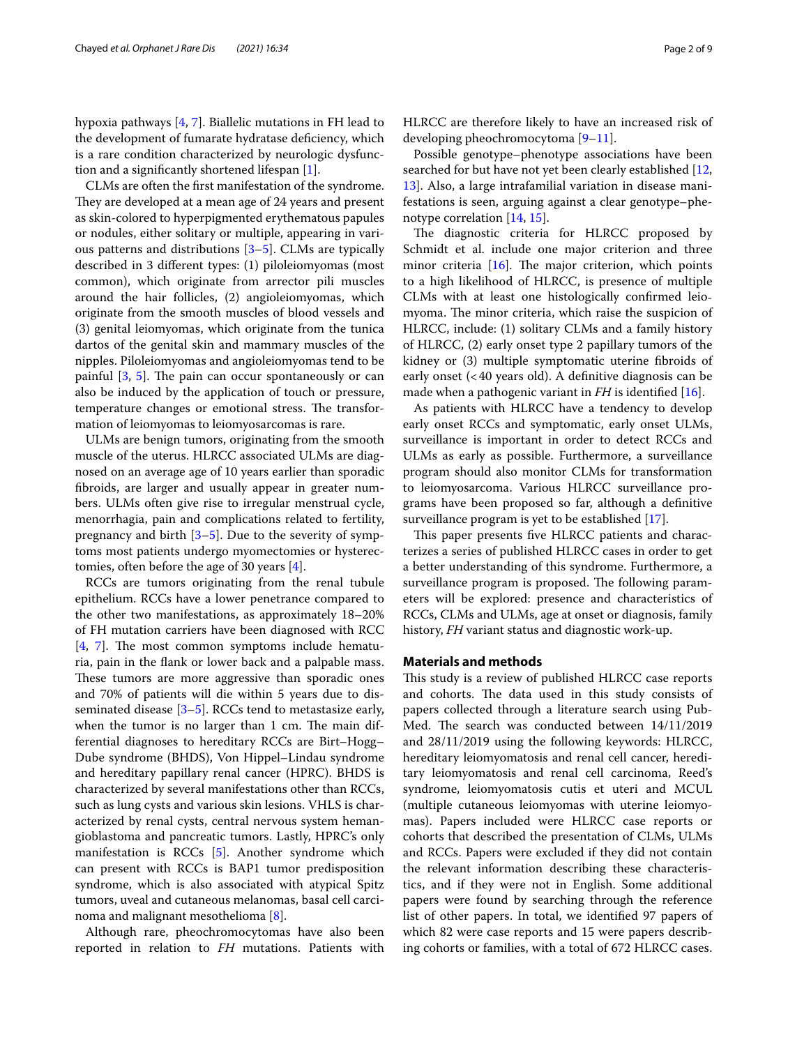hypoxia pathways [4, 7]. Biallelic mutations in FH lead to the development of fumarate hydratase deficiency, which is a rare condition characterized by neurologic dysfunction and a significantly shortened lifespan [1].

CLMs are often the first manifestation of the syndrome. They are developed at a mean age of 24 years and present as skin-colored to hyperpigmented erythematous papules or nodules, either solitary or multiple, appearing in various patterns and distributions [3–5]. CLMs are typically described in 3 different types: (1) piloleiomyomas (most common), which originate from arrector pili muscles around the hair follicles, (2) angioleiomyomas, which originate from the smooth muscles of blood vessels and (3) genital leiomyomas, which originate from the tunica dartos of the genital skin and mammary muscles of the nipples. Piloleiomyomas and angioleiomyomas tend to be painful [3, 5]. The pain can occur spontaneously or can also be induced by the application of touch or pressure, temperature changes or emotional stress. The transformation of leiomyomas to leiomyosarcomas is rare.

ULMs are benign tumors, originating from the smooth muscle of the uterus. HLRCC associated ULMs are diagnosed on an average age of 10 years earlier than sporadic fibroids, are larger and usually appear in greater numbers. ULMs often give rise to irregular menstrual cycle, menorrhagia, pain and complications related to fertility, pregnancy and birth [3–5]. Due to the severity of symptoms most patients undergo myomectomies or hysterectomies, often before the age of 30 years [4].

RCCs are tumors originating from the renal tubule epithelium. RCCs have a lower penetrance compared to the other two manifestations, as approximately 18–20% of FH mutation carriers have been diagnosed with RCC [4, 7]. The most common symptoms include hematuria, pain in the flank or lower back and a palpable mass. These tumors are more aggressive than sporadic ones and 70% of patients will die within 5 years due to disseminated disease [3–5]. RCCs tend to metastasize early, when the tumor is no larger than 1 cm. The main differential diagnoses to hereditary RCCs are Birt–Hogg–Dube syndrome (BHDS), Von Hippel–Lindau syndrome and hereditary papillary renal cancer (HPRC). BHDS is characterized by several manifestations other than RCCs, such as lung cysts and various skin lesions. VHLS is characterized by renal cysts, central nervous system hemangioblastoma and pancreatic tumors. Lastly, HPRC's only manifestation is RCCs [5]. Another syndrome which can present with RCCs is BAP1 tumor predisposition syndrome, which is also associated with atypical Spitz tumors, uveal and cutaneous melanomas, basal cell carcinoma and malignant mesothelioma [8].

Although rare, pheochromocytomas have also been reported in relation to *FH* mutations. Patients with HLRCC are therefore likely to have an increased risk of developing pheochromocytoma [9–11].

Possible genotype–phenotype associations have been searched for but have not yet been clearly established [12, 13]. Also, a large intrafamilial variation in disease manifestations is seen, arguing against a clear genotype–phenotype correlation [14, 15].

The diagnostic criteria for HLRCC proposed by Schmidt et al. include one major criterion and three minor criteria [16]. The major criterion, which points to a high likelihood of HLRCC, is presence of multiple CLMs with at least one histologically confirmed leiomyoma. The minor criteria, which raise the suspicion of HLRCC, include: (1) solitary CLMs and a family history of HLRCC, (2) early onset type 2 papillary tumors of the kidney or (3) multiple symptomatic uterine fibroids of early onset (<40 years old). A definitive diagnosis can be made when a pathogenic variant in *FH* is identified [16].

As patients with HLRCC have a tendency to develop early onset RCCs and symptomatic, early onset ULMs, surveillance is important in order to detect RCCs and ULMs as early as possible. Furthermore, a surveillance program should also monitor CLMs for transformation to leiomyosarcoma. Various HLRCC surveillance programs have been proposed so far, although a definitive surveillance program is yet to be established [17].

This paper presents five HLRCC patients and characterizes a series of published HLRCC cases in order to get a better understanding of this syndrome. Furthermore, a surveillance program is proposed. The following parameters will be explored: presence and characteristics of RCCs, CLMs and ULMs, age at onset or diagnosis, family history, *FH* variant status and diagnostic work-up.

## Materials and methods

This study is a review of published HLRCC case reports and cohorts. The data used in this study consists of papers collected through a literature search using PubMed. The search was conducted between 14/11/2019 and 28/11/2019 using the following keywords: HLRCC, hereditary leiomyomatosis and renal cell cancer, hereditary leiomyomatosis and renal cell carcinoma, Reed's syndrome, leiomyomatosis cutis et uteri and MCUL (multiple cutaneous leiomyomas with uterine leiomyomas). Papers included were HLRCC case reports or cohorts that described the presentation of CLMs, ULMs and RCCs. Papers were excluded if they did not contain the relevant information describing these characteristics, and if they were not in English. Some additional papers were found by searching through the reference list of other papers. In total, we identified 97 papers of which 82 were case reports and 15 were papers describing cohorts or families, with a total of 672 HLRCC cases.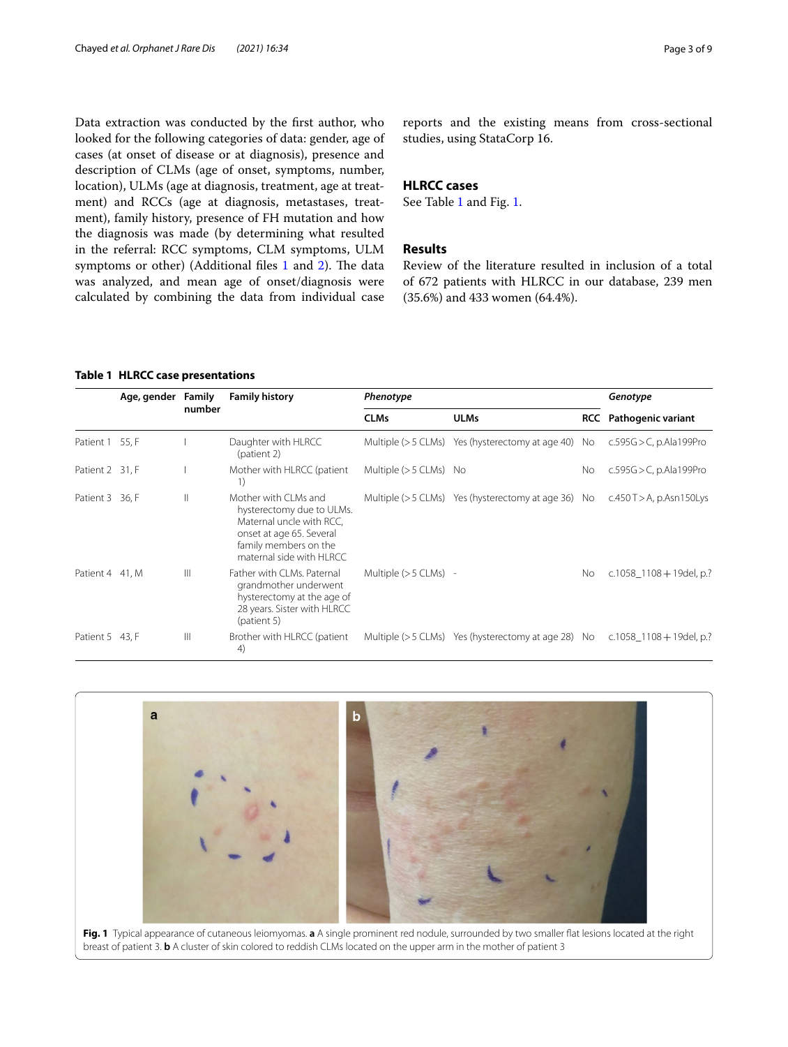Data extraction was conducted by the first author, who looked for the following categories of data: gender, age of cases (at onset of disease or at diagnosis), presence and description of CLMs (age of onset, symptoms, number, location), ULMs (age at diagnosis, treatment, age at treatment) and RCCs (age at diagnosis, metastases, treatment), family history, presence of FH mutation and how the diagnosis was made (by determining what resulted in the referral: RCC symptoms, CLM symptoms, ULM symptoms or other) (Additional files 1 and 2). The data was analyzed, and mean age of onset/diagnosis were calculated by combining the data from individual case reports and the existing means from cross-sectional studies, using StataCorp 16.

## HLRCC cases

See Table 1 and Fig. 1.

## Results

Review of the literature resulted in inclusion of a total of 672 patients with HLRCC in our database, 239 men (35.6%) and 433 women (64.4%).

**Table 1 HLRCC case presentations**

| | Age, gender | Family number | Family history | *Phenotype* | | | *Genotype* |
|---|---|---|---|---|---|---|---|
| | | | | **CLMs** | **ULMs** | **RCC** | **Pathogenic variant** |
| Patient 1 | 55, F | I | Daughter with HLRCC (patient 2) | Multiple (> 5 CLMs) | Yes (hysterectomy at age 40) | No | c.595G > C, p.Ala199Pro |
| Patient 2 | 31, F | I | Mother with HLRCC (patient 1) | Multiple (> 5 CLMs) | No | No | c.595G > C, p.Ala199Pro |
| Patient 3 | 36, F | II | Mother with CLMs and hysterectomy due to ULMs. Maternal uncle with RCC, onset at age 65. Several family members on the maternal side with HLRCC | Multiple (> 5 CLMs) | Yes (hysterectomy at age 36) | No | c.450 T > A, p.Asn150Lys |
| Patient 4 | 41, M | III | Father with CLMs. Paternal grandmother underwent hysterectomy at the age of 28 years. Sister with HLRCC (patient 5) | Multiple (> 5 CLMs) | - | No | c.1058_1108 + 19del, p.? |
| Patient 5 | 43, F | III | Brother with HLRCC (patient 4) | Multiple (> 5 CLMs) | Yes (hysterectomy at age 28) | No | c.1058_1108 + 19del, p.? |

**Fig. 1** Typical appearance of cutaneous leiomyomas. **a** A single prominent red nodule, surrounded by two smaller flat lesions located at the right breast of patient 3. **b** A cluster of skin colored to reddish CLMs located on the upper arm in the mother of patient 3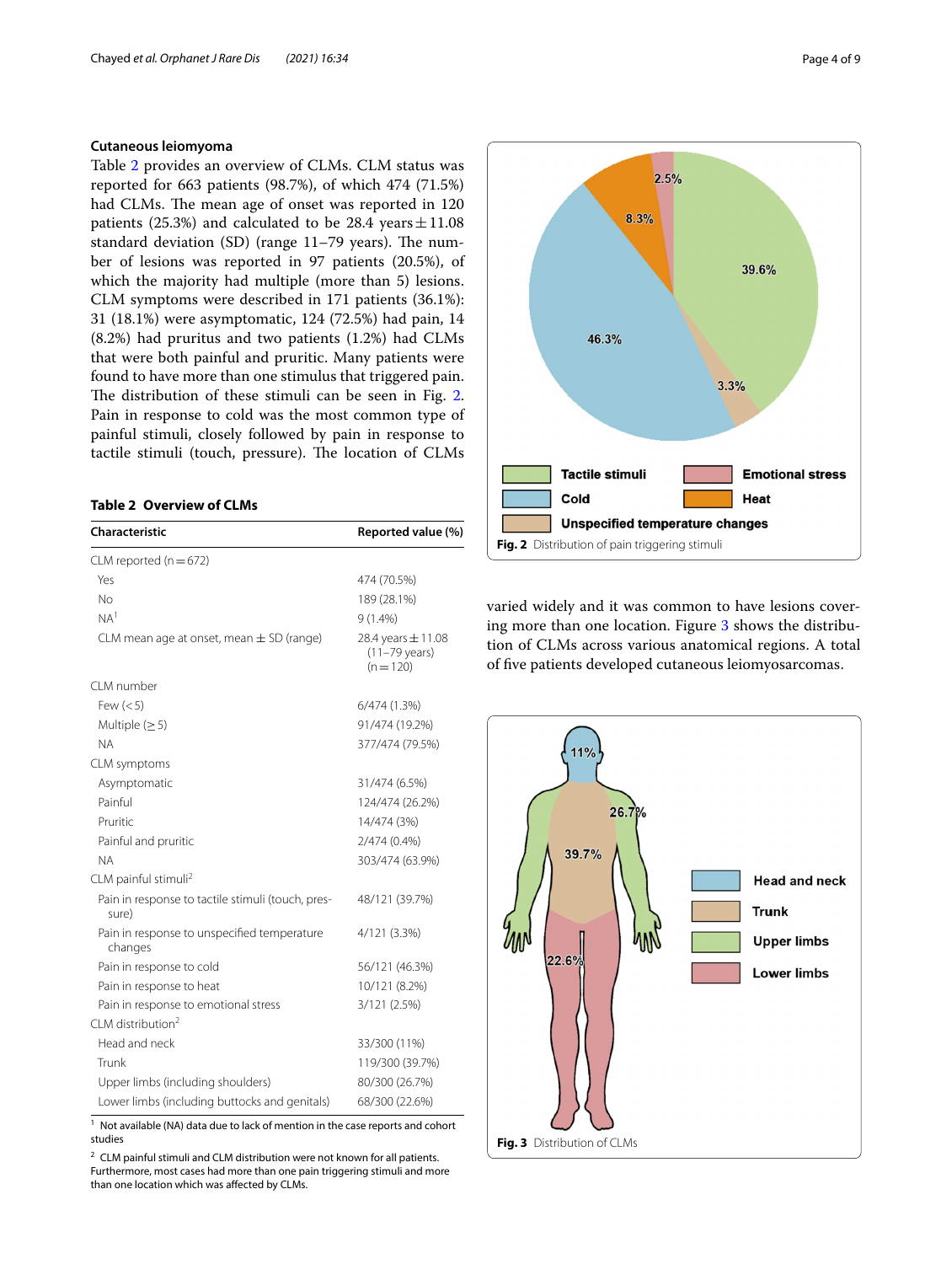### Cutaneous leiomyoma

Table 2 provides an overview of CLMs. CLM status was reported for 663 patients (98.7%), of which 474 (71.5%) had CLMs. The mean age of onset was reported in 120 patients (25.3%) and calculated to be 28.4 years ± 11.08 standard deviation (SD) (range 11–79 years). The number of lesions was reported in 97 patients (20.5%), of which the majority had multiple (more than 5) lesions. CLM symptoms were described in 171 patients (36.1%): 31 (18.1%) were asymptomatic, 124 (72.5%) had pain, 14 (8.2%) had pruritus and two patients (1.2%) had CLMs that were both painful and pruritic. Many patients were found to have more than one stimulus that triggered pain. The distribution of these stimuli can be seen in Fig. 2. Pain in response to cold was the most common type of painful stimuli, closely followed by pain in response to tactile stimuli (touch, pressure). The location of CLMs varied widely and it was common to have lesions covering more than one location. Figure 3 shows the distribution of CLMs across various anatomical regions. A total of five patients developed cutaneous leiomyosarcomas.

**Table 2 Overview of CLMs**

| Characteristic | Reported value (%) |
|---|---|
| CLM reported (n = 672) | |
| Yes | 474 (70.5%) |
| No | 189 (28.1%) |
| NA[1] | 9 (1.4%) |
| CLM mean age at onset, mean ± SD (range) | 28.4 years ± 11.08 (11–79 years) (n = 120) |
| CLM number | |
| Few (< 5) | 6/474 (1.3%) |
| Multiple (≥ 5) | 91/474 (19.2%) |
| NA | 377/474 (79.5%) |
| CLM symptoms | |
| Asymptomatic | 31/474 (6.5%) |
| Painful | 124/474 (26.2%) |
| Pruritic | 14/474 (3%) |
| Painful and pruritic | 2/474 (0.4%) |
| NA | 303/474 (63.9%) |
| CLM painful stimuli[2] | |
| Pain in response to tactile stimuli (touch, pressure) | 48/121 (39.7%) |
| Pain in response to unspecified temperature changes | 4/121 (3.3%) |
| Pain in response to cold | 56/121 (46.3%) |
| Pain in response to heat | 10/121 (8.2%) |
| Pain in response to emotional stress | 3/121 (2.5%) |
| CLM distribution[2] | |
| Head and neck | 33/300 (11%) |
| Trunk | 119/300 (39.7%) |
| Upper limbs (including shoulders) | 80/300 (26.7%) |
| Lower limbs (including buttocks and genitals) | 68/300 (22.6%) |

[1] Not available (NA) data due to lack of mention in the case reports and cohort studies

[2] CLM painful stimuli and CLM distribution were not known for all patients. Furthermore, most cases had more than one pain triggering stimuli and more than one location which was affected by CLMs.

**Fig. 2** Distribution of pain triggering stimuli

**Fig. 3** Distribution of CLMs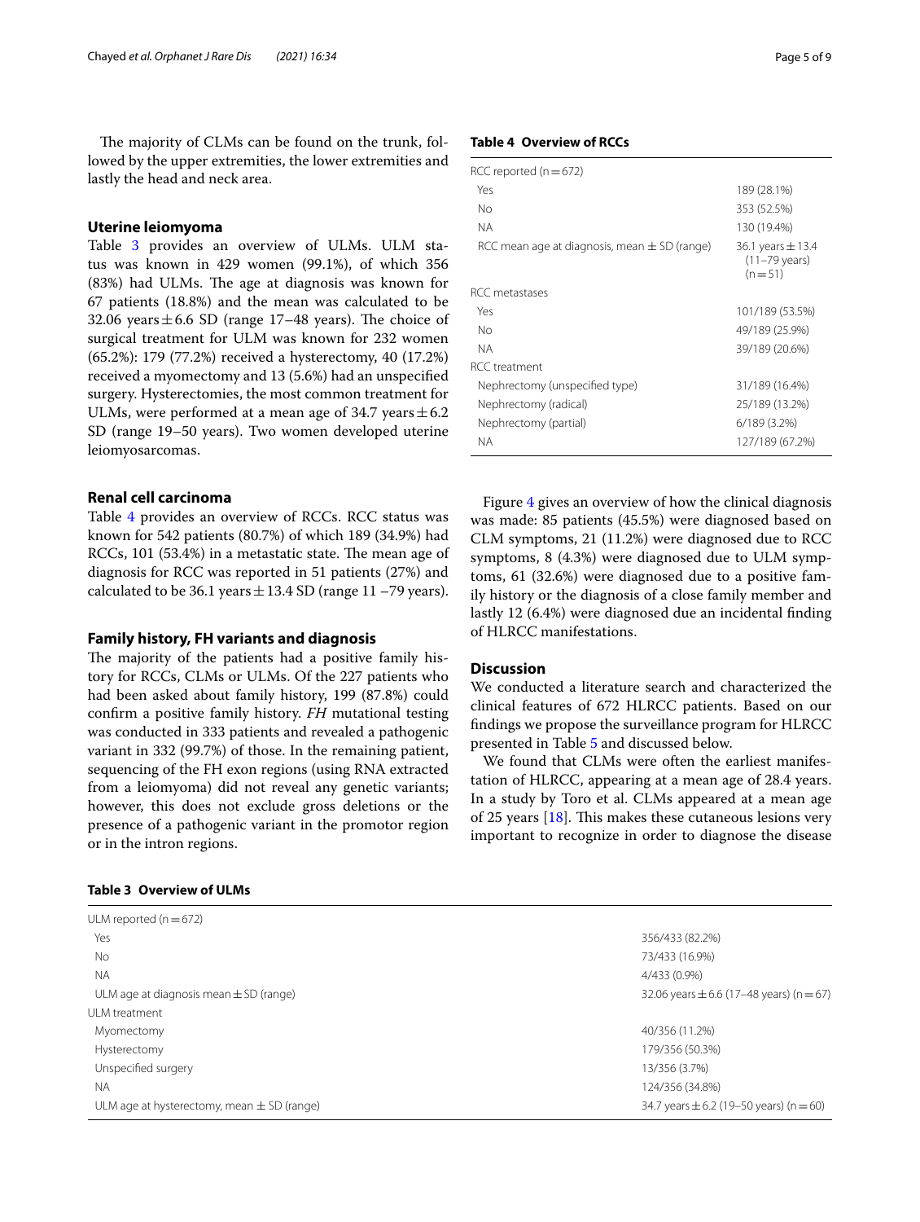The majority of CLMs can be found on the trunk, followed by the upper extremities, the lower extremities and lastly the head and neck area.

### Uterine leiomyoma

Table 3 provides an overview of ULMs. ULM status was known in 429 women (99.1%), of which 356 (83%) had ULMs. The age at diagnosis was known for 67 patients (18.8%) and the mean was calculated to be 32.06 years ± 6.6 SD (range 17–48 years). The choice of surgical treatment for ULM was known for 232 women (65.2%): 179 (77.2%) received a hysterectomy, 40 (17.2%) received a myomectomy and 13 (5.6%) had an unspecified surgery. Hysterectomies, the most common treatment for ULMs, were performed at a mean age of 34.7 years ± 6.2 SD (range 19–50 years). Two women developed uterine leiomyosarcomas.

### Renal cell carcinoma

Table 4 provides an overview of RCCs. RCC status was known for 542 patients (80.7%) of which 189 (34.9%) had RCCs, 101 (53.4%) in a metastatic state. The mean age of diagnosis for RCC was reported in 51 patients (27%) and calculated to be 36.1 years ± 13.4 SD (range 11 –79 years).

### Family history, FH variants and diagnosis

The majority of the patients had a positive family history for RCCs, CLMs or ULMs. Of the 227 patients who had been asked about family history, 199 (87.8%) could confirm a positive family history. *FH* mutational testing was conducted in 333 patients and revealed a pathogenic variant in 332 (99.7%) of those. In the remaining patient, sequencing of the FH exon regions (using RNA extracted from a leiomyoma) did not reveal any genetic variants; however, this does not exclude gross deletions or the presence of a pathogenic variant in the promotor region or in the intron regions.

**Table 4 Overview of RCCs**

| | |
|---|---|
| RCC reported (n = 672) | |
| Yes | 189 (28.1%) |
| No | 353 (52.5%) |
| NA | 130 (19.4%) |
| RCC mean age at diagnosis, mean ± SD (range) | 36.1 years ± 13.4 (11–79 years) (n = 51) |
| RCC metastases | |
| Yes | 101/189 (53.5%) |
| No | 49/189 (25.9%) |
| NA | 39/189 (20.6%) |
| RCC treatment | |
| Nephrectomy (unspecified type) | 31/189 (16.4%) |
| Nephrectomy (radical) | 25/189 (13.2%) |
| Nephrectomy (partial) | 6/189 (3.2%) |
| NA | 127/189 (67.2%) |

Figure 4 gives an overview of how the clinical diagnosis was made: 85 patients (45.5%) were diagnosed based on CLM symptoms, 21 (11.2%) were diagnosed due to RCC symptoms, 8 (4.3%) were diagnosed due to ULM symptoms, 61 (32.6%) were diagnosed due to a positive family history or the diagnosis of a close family member and lastly 12 (6.4%) were diagnosed due an incidental finding of HLRCC manifestations.

## Discussion

We conducted a literature search and characterized the clinical features of 672 HLRCC patients. Based on our findings we propose the surveillance program for HLRCC presented in Table 5 and discussed below.

We found that CLMs were often the earliest manifestation of HLRCC, appearing at a mean age of 28.4 years. In a study by Toro et al. CLMs appeared at a mean age of 25 years [18]. This makes these cutaneous lesions very important to recognize in order to diagnose the disease

**Table 3 Overview of ULMs**

| | |
|---|---|
| ULM reported (n = 672) | |
| Yes | 356/433 (82.2%) |
| No | 73/433 (16.9%) |
| NA | 4/433 (0.9%) |
| ULM age at diagnosis mean ± SD (range) | 32.06 years ± 6.6 (17–48 years) (n = 67) |
| ULM treatment | |
| Myomectomy | 40/356 (11.2%) |
| Hysterectomy | 179/356 (50.3%) |
| Unspecified surgery | 13/356 (3.7%) |
| NA | 124/356 (34.8%) |
| ULM age at hysterectomy, mean ± SD (range) | 34.7 years ± 6.2 (19–50 years) (n = 60) |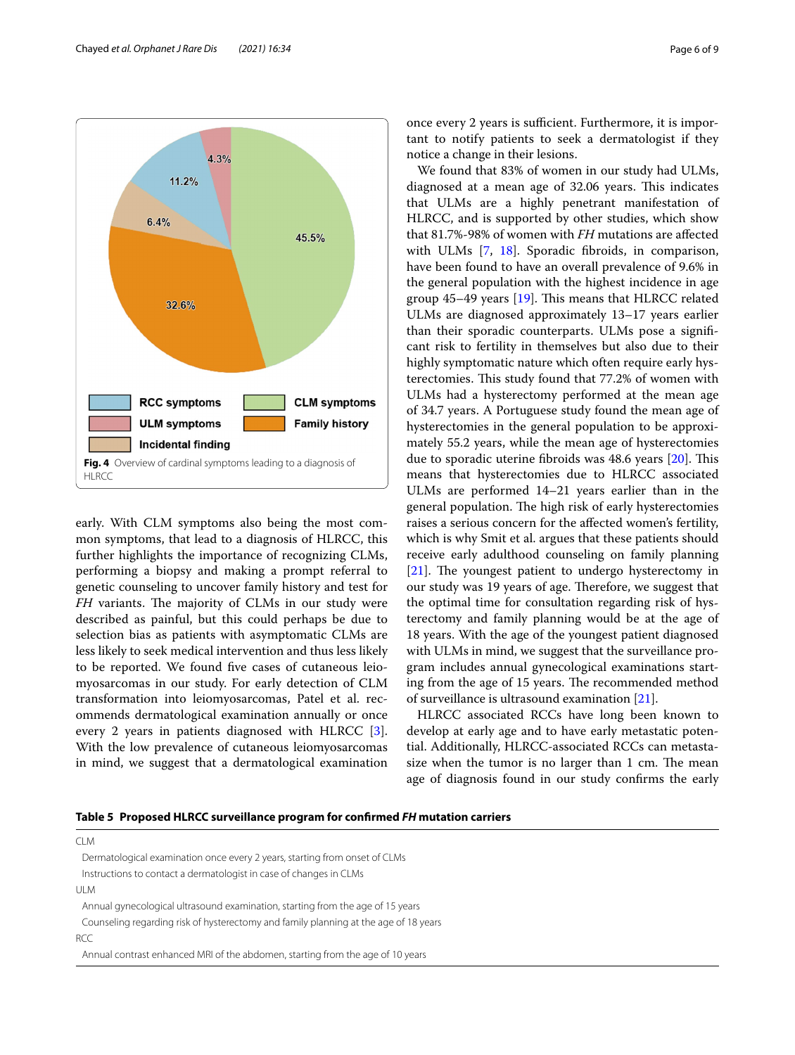Fig. 4 Overview of cardinal symptoms leading to a diagnosis of HLRCC

early. With CLM symptoms also being the most common symptoms, that lead to a diagnosis of HLRCC, this further highlights the importance of recognizing CLMs, performing a biopsy and making a prompt referral to genetic counseling to uncover family history and test for *FH* variants. The majority of CLMs in our study were described as painful, but this could perhaps be due to selection bias as patients with asymptomatic CLMs are less likely to seek medical intervention and thus less likely to be reported. We found five cases of cutaneous leiomyosarcomas in our study. For early detection of CLM transformation into leiomyosarcomas, Patel et al. recommends dermatological examination annually or once every 2 years in patients diagnosed with HLRCC [3]. With the low prevalence of cutaneous leiomyosarcomas in mind, we suggest that a dermatological examination once every 2 years is sufficient. Furthermore, it is important to notify patients to seek a dermatologist if they notice a change in their lesions.

We found that 83% of women in our study had ULMs, diagnosed at a mean age of 32.06 years. This indicates that ULMs are a highly penetrant manifestation of HLRCC, and is supported by other studies, which show that 81.7%-98% of women with *FH* mutations are affected with ULMs [7, 18]. Sporadic fibroids, in comparison, have been found to have an overall prevalence of 9.6% in the general population with the highest incidence in age group 45–49 years [19]. This means that HLRCC related ULMs are diagnosed approximately 13–17 years earlier than their sporadic counterparts. ULMs pose a significant risk to fertility in themselves but also due to their highly symptomatic nature which often require early hysterectomies. This study found that 77.2% of women with ULMs had a hysterectomy performed at the mean age of 34.7 years. A Portuguese study found the mean age of hysterectomies in the general population to be approximately 55.2 years, while the mean age of hysterectomies due to sporadic uterine fibroids was 48.6 years [20]. This means that hysterectomies due to HLRCC associated ULMs are performed 14–21 years earlier than in the general population. The high risk of early hysterectomies raises a serious concern for the affected women's fertility, which is why Smit et al. argues that these patients should receive early adulthood counseling on family planning [21]. The youngest patient to undergo hysterectomy in our study was 19 years of age. Therefore, we suggest that the optimal time for consultation regarding risk of hysterectomy and family planning would be at the age of 18 years. With the age of the youngest patient diagnosed with ULMs in mind, we suggest that the surveillance program includes annual gynecological examinations starting from the age of 15 years. The recommended method of surveillance is ultrasound examination [21].

HLRCC associated RCCs have long been known to develop at early age and to have early metastatic potential. Additionally, HLRCC-associated RCCs can metastasize when the tumor is no larger than 1 cm. The mean age of diagnosis found in our study confirms the early

**Table 5 Proposed HLRCC surveillance program for confirmed *FH* mutation carriers**

| |
|---|
| CLM |
| Dermatological examination once every 2 years, starting from onset of CLMs |
| Instructions to contact a dermatologist in case of changes in CLMs |
| ULM |
| Annual gynecological ultrasound examination, starting from the age of 15 years |
| Counseling regarding risk of hysterectomy and family planning at the age of 18 years |
| RCC |
| Annual contrast enhanced MRI of the abdomen, starting from the age of 10 years |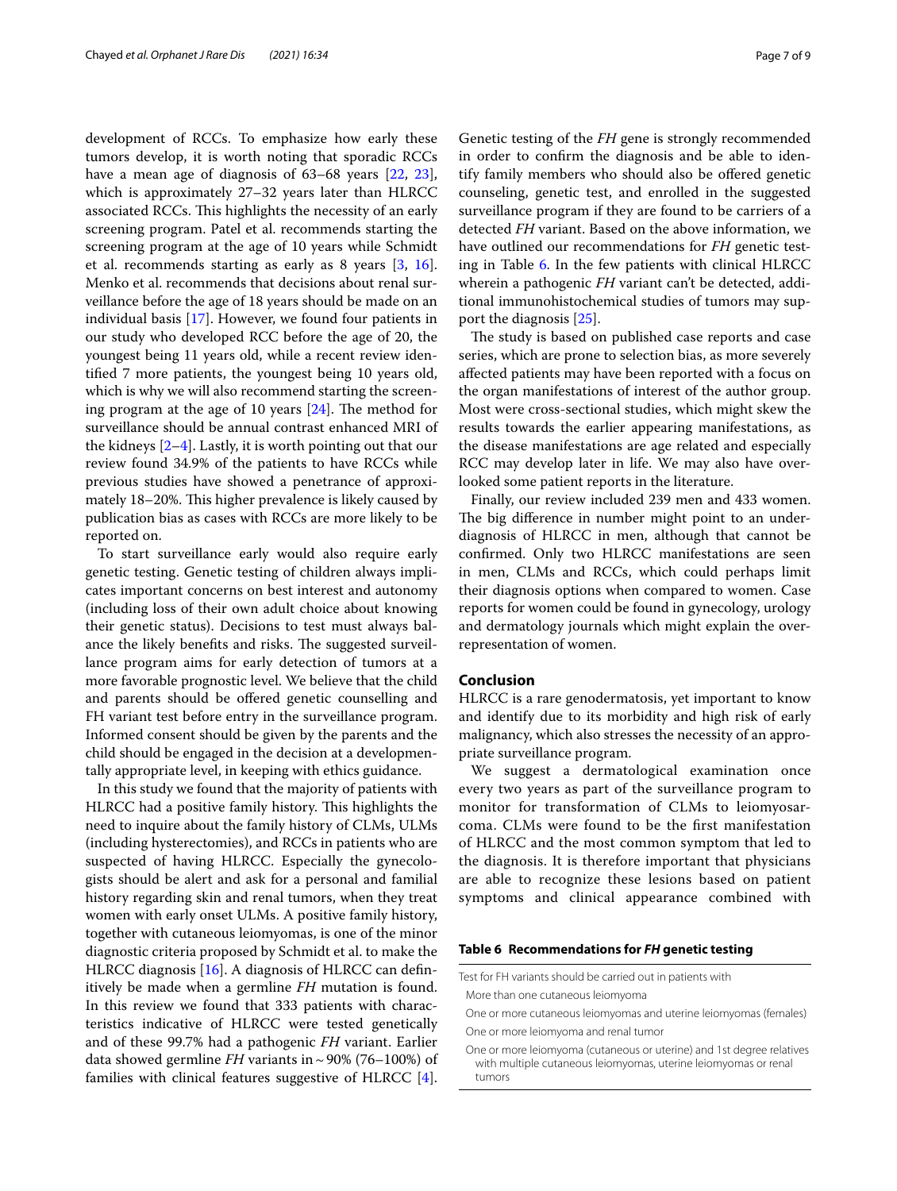development of RCCs. To emphasize how early these tumors develop, it is worth noting that sporadic RCCs have a mean age of diagnosis of 63–68 years [22, 23], which is approximately 27–32 years later than HLRCC associated RCCs. This highlights the necessity of an early screening program. Patel et al. recommends starting the screening program at the age of 10 years while Schmidt et al. recommends starting as early as 8 years [3, 16]. Menko et al. recommends that decisions about renal surveillance before the age of 18 years should be made on an individual basis [17]. However, we found four patients in our study who developed RCC before the age of 20, the youngest being 11 years old, while a recent review identified 7 more patients, the youngest being 10 years old, which is why we will also recommend starting the screening program at the age of 10 years [24]. The method for surveillance should be annual contrast enhanced MRI of the kidneys [2–4]. Lastly, it is worth pointing out that our review found 34.9% of the patients to have RCCs while previous studies have showed a penetrance of approximately 18–20%. This higher prevalence is likely caused by publication bias as cases with RCCs are more likely to be reported on.

To start surveillance early would also require early genetic testing. Genetic testing of children always implicates important concerns on best interest and autonomy (including loss of their own adult choice about knowing their genetic status). Decisions to test must always balance the likely benefits and risks. The suggested surveillance program aims for early detection of tumors at a more favorable prognostic level. We believe that the child and parents should be offered genetic counselling and FH variant test before entry in the surveillance program. Informed consent should be given by the parents and the child should be engaged in the decision at a developmentally appropriate level, in keeping with ethics guidance.

In this study we found that the majority of patients with HLRCC had a positive family history. This highlights the need to inquire about the family history of CLMs, ULMs (including hysterectomies), and RCCs in patients who are suspected of having HLRCC. Especially the gynecologists should be alert and ask for a personal and familial history regarding skin and renal tumors, when they treat women with early onset ULMs. A positive family history, together with cutaneous leiomyomas, is one of the minor diagnostic criteria proposed by Schmidt et al. to make the HLRCC diagnosis [16]. A diagnosis of HLRCC can definitively be made when a germline *FH* mutation is found. In this review we found that 333 patients with characteristics indicative of HLRCC were tested genetically and of these 99.7% had a pathogenic *FH* variant. Earlier data showed germline *FH* variants in ~ 90% (76–100%) of families with clinical features suggestive of HLRCC [4]. Genetic testing of the *FH* gene is strongly recommended in order to confirm the diagnosis and be able to identify family members who should also be offered genetic counseling, genetic test, and enrolled in the suggested surveillance program if they are found to be carriers of a detected *FH* variant. Based on the above information, we have outlined our recommendations for *FH* genetic testing in Table 6. In the few patients with clinical HLRCC wherein a pathogenic *FH* variant can't be detected, additional immunohistochemical studies of tumors may support the diagnosis [25].

The study is based on published case reports and case series, which are prone to selection bias, as more severely affected patients may have been reported with a focus on the organ manifestations of interest of the author group. Most were cross-sectional studies, which might skew the results towards the earlier appearing manifestations, as the disease manifestations are age related and especially RCC may develop later in life. We may also have overlooked some patient reports in the literature.

Finally, our review included 239 men and 433 women. The big difference in number might point to an underdiagnosis of HLRCC in men, although that cannot be confirmed. Only two HLRCC manifestations are seen in men, CLMs and RCCs, which could perhaps limit their diagnosis options when compared to women. Case reports for women could be found in gynecology, urology and dermatology journals which might explain the overrepresentation of women.

## Conclusion

HLRCC is a rare genodermatosis, yet important to know and identify due to its morbidity and high risk of early malignancy, which also stresses the necessity of an appropriate surveillance program.

We suggest a dermatological examination once every two years as part of the surveillance program to monitor for transformation of CLMs to leiomyosarcoma. CLMs were found to be the first manifestation of HLRCC and the most common symptom that led to the diagnosis. It is therefore important that physicians are able to recognize these lesions based on patient symptoms and clinical appearance combined with

**Table 6 Recommendations for *FH* genetic testing**

| Test for FH variants should be carried out in patients with |
|---|
| More than one cutaneous leiomyoma |
| One or more cutaneous leiomyomas and uterine leiomyomas (females) |
| One or more leiomyoma and renal tumor |
| One or more leiomyoma (cutaneous or uterine) and 1st degree relatives with multiple cutaneous leiomyomas, uterine leiomyomas or renal tumors |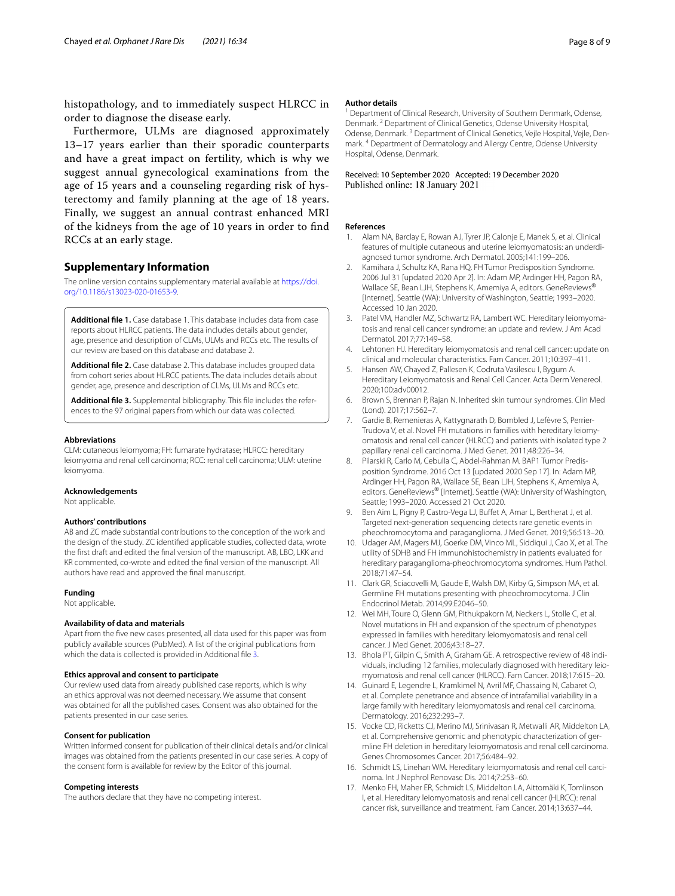histopathology, and to immediately suspect HLRCC in order to diagnose the disease early.

Furthermore, ULMs are diagnosed approximately 13–17 years earlier than their sporadic counterparts and have a great impact on fertility, which is why we suggest annual gynecological examinations from the age of 15 years and a counseling regarding risk of hysterectomy and family planning at the age of 18 years. Finally, we suggest an annual contrast enhanced MRI of the kidneys from the age of 10 years in order to find RCCs at an early stage.

## Supplementary Information

The online version contains supplementary material available at https://doi.org/10.1186/s13023-020-01653-9.

**Additional file 1.** Case database 1. This database includes data from case reports about HLRCC patients. The data includes details about gender, age, presence and description of CLMs, ULMs and RCCs etc. The results of our review are based on this database and database 2.

**Additional file 2.** Case database 2. This database includes grouped data from cohort series about HLRCC patients. The data includes details about gender, age, presence and description of CLMs, ULMs and RCCs etc.

**Additional file 3.** Supplemental bibliography. This file includes the references to the 97 original papers from which our data was collected.

#### Abbreviations

CLM: cutaneous leiomyoma; FH: fumarate hydratase; HLRCC: hereditary leiomyoma and renal cell carcinoma; RCC: renal cell carcinoma; ULM: uterine leiomyoma.

#### Acknowledgements

Not applicable.

#### Authors' contributions

AB and ZC made substantial contributions to the conception of the work and the design of the study. ZC identified applicable studies, collected data, wrote the first draft and edited the final version of the manuscript. AB, LBO, LKK and KR commented, co-wrote and edited the final version of the manuscript. All authors have read and approved the final manuscript.

#### Funding

Not applicable.

#### Availability of data and materials

Apart from the five new cases presented, all data used for this paper was from publicly available sources (PubMed). A list of the original publications from which the data is collected is provided in Additional file 3.

#### Ethics approval and consent to participate

Our review used data from already published case reports, which is why an ethics approval was not deemed necessary. We assume that consent was obtained for all the published cases. Consent was also obtained for the patients presented in our case series.

#### Consent for publication

Written informed consent for publication of their clinical details and/or clinical images was obtained from the patients presented in our case series. A copy of the consent form is available for review by the Editor of this journal.

#### Competing interests

The authors declare that they have no competing interest.

#### Author details

[1] Department of Clinical Research, University of Southern Denmark, Odense, Denmark. [2] Department of Clinical Genetics, Odense University Hospital, Odense, Denmark. [3] Department of Clinical Genetics, Vejle Hospital, Vejle, Denmark. [4] Department of Dermatology and Allergy Centre, Odense University Hospital, Odense, Denmark.

Received: 10 September 2020 Accepted: 19 December 2020
Published online: 18 January 2021

#### References

1. Alam NA, Barclay E, Rowan AJ, Tyrer JP, Calonje E, Manek S, et al. Clinical features of multiple cutaneous and uterine leiomyomatosis: an underdiagnosed tumor syndrome. Arch Dermatol. 2005;141:199–206.
2. Kamihara J, Schultz KA, Rana HQ. FH Tumor Predisposition Syndrome. 2006 Jul 31 [updated 2020 Apr 2]. In: Adam MP, Ardinger HH, Pagon RA, Wallace SE, Bean LJH, Stephens K, Amemiya A, editors. GeneReviews® [Internet]. Seattle (WA): University of Washington, Seattle; 1993–2020. Accessed 10 Jan 2020.
3. Patel VM, Handler MZ, Schwartz RA, Lambert WC. Hereditary leiomyomatosis and renal cell cancer syndrome: an update and review. J Am Acad Dermatol. 2017;77:149–58.
4. Lehtonen HJ. Hereditary leiomyomatosis and renal cell cancer: update on clinical and molecular characteristics. Fam Cancer. 2011;10:397–411.
5. Hansen AW, Chayed Z, Pallesen K, Codruta Vasilescu I, Bygum A. Hereditary Leiomyomatosis and Renal Cell Cancer. Acta Derm Venereol. 2020;100:adv00012.
6. Brown S, Brennan P, Rajan N. Inherited skin tumour syndromes. Clin Med (Lond). 2017;17:562–7.
7. Gardie B, Remenieras A, Kattygnarath D, Bombled J, Lefèvre S, Perrier-Trudova V, et al. Novel FH mutations in families with hereditary leiomyomatosis and renal cell cancer (HLRCC) and patients with isolated type 2 papillary renal cell carcinoma. J Med Genet. 2011;48:226–34.
8. Pilarski R, Carlo M, Cebulla C, Abdel-Rahman M. BAP1 Tumor Predisposition Syndrome. 2016 Oct 13 [updated 2020 Sep 17]. In: Adam MP, Ardinger HH, Pagon RA, Wallace SE, Bean LJH, Stephens K, Amemiya A, editors. GeneReviews® [Internet]. Seattle (WA): University of Washington, Seattle; 1993–2020. Accessed 21 Oct 2020.
9. Ben Aim L, Pigny P, Castro-Vega LJ, Buffet A, Amar L, Bertherat J, et al. Targeted next-generation sequencing detects rare genetic events in pheochromocytoma and paraganglioma. J Med Genet. 2019;56:513–20.
10. Udager AM, Magers MJ, Goerke DM, Vinco ML, Siddiqui J, Cao X, et al. The utility of SDHB and FH immunohistochemistry in patients evaluated for hereditary paraganglioma-pheochromocytoma syndromes. Hum Pathol. 2018;71:47–54.
11. Clark GR, Sciacovelli M, Gaude E, Walsh DM, Kirby G, Simpson MA, et al. Germline FH mutations presenting with pheochromocytoma. J Clin Endocrinol Metab. 2014;99:E2046–50.
12. Wei MH, Toure O, Glenn GM, Pithukpakorn M, Neckers L, Stolle C, et al. Novel mutations in FH and expansion of the spectrum of phenotypes expressed in families with hereditary leiomyomatosis and renal cell cancer. J Med Genet. 2006;43:18–27.
13. Bhola PT, Gilpin C, Smith A, Graham GE. A retrospective review of 48 individuals, including 12 families, molecularly diagnosed with hereditary leiomyomatosis and renal cell cancer (HLRCC). Fam Cancer. 2018;17:615–20.
14. Guinard E, Legendre L, Kramkimel N, Avril MF, Chassaing N, Cabaret O, et al. Complete penetrance and absence of intrafamilial variability in a large family with hereditary leiomyomatosis and renal cell carcinoma. Dermatology. 2016;232:293–7.
15. Vocke CD, Ricketts CJ, Merino MJ, Srinivasan R, Metwalli AR, Middelton LA, et al. Comprehensive genomic and phenotypic characterization of germline FH deletion in hereditary leiomyomatosis and renal cell carcinoma. Genes Chromosomes Cancer. 2017;56:484–92.
16. Schmidt LS, Linehan WM. Hereditary leiomyomatosis and renal cell carcinoma. Int J Nephrol Renovasc Dis. 2014;7:253–60.
17. Menko FH, Maher ER, Schmidt LS, Middelton LA, Aittomäki K, Tomlinson I, et al. Hereditary leiomyomatosis and renal cell cancer (HLRCC): renal cancer risk, surveillance and treatment. Fam Cancer. 2014;13:637–44.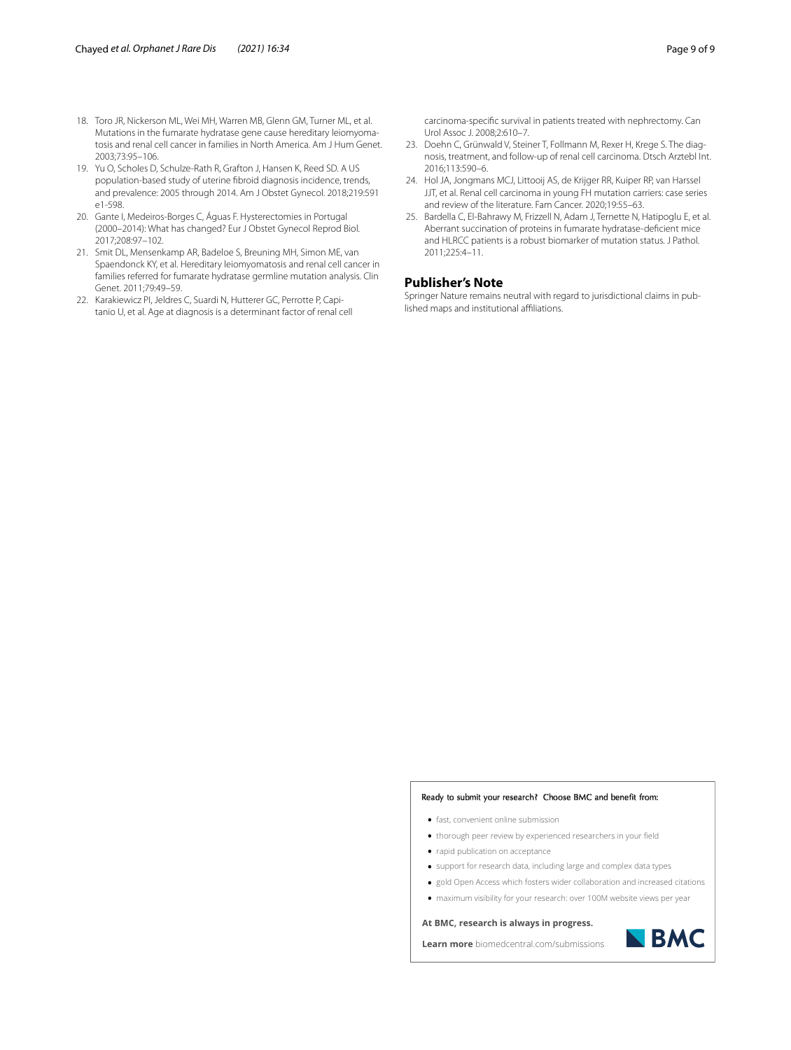18. Toro JR, Nickerson ML, Wei MH, Warren MB, Glenn GM, Turner ML, et al. Mutations in the fumarate hydratase gene cause hereditary leiomyomatosis and renal cell cancer in families in North America. Am J Hum Genet. 2003;73:95–106.
19. Yu O, Scholes D, Schulze-Rath R, Grafton J, Hansen K, Reed SD. A US population-based study of uterine fibroid diagnosis incidence, trends, and prevalence: 2005 through 2014. Am J Obstet Gynecol. 2018;219:591 e1-598.
20. Gante I, Medeiros-Borges C, Águas F. Hysterectomies in Portugal (2000–2014): What has changed? Eur J Obstet Gynecol Reprod Biol. 2017;208:97–102.
21. Smit DL, Mensenkamp AR, Badeloe S, Breuning MH, Simon ME, van Spaendonck KY, et al. Hereditary leiomyomatosis and renal cell cancer in families referred for fumarate hydratase germline mutation analysis. Clin Genet. 2011;79:49–59.
22. Karakiewicz PI, Jeldres C, Suardi N, Hutterer GC, Perrotte P, Capitanio U, et al. Age at diagnosis is a determinant factor of renal cell carcinoma-specific survival in patients treated with nephrectomy. Can Urol Assoc J. 2008;2:610–7.
23. Doehn C, Grünwald V, Steiner T, Follmann M, Rexer H, Krege S. The diagnosis, treatment, and follow-up of renal cell carcinoma. Dtsch Arztebl Int. 2016;113:590–6.
24. Hol JA, Jongmans MCJ, Littooij AS, de Krijger RR, Kuiper RP, van Harssel JJT, et al. Renal cell carcinoma in young FH mutation carriers: case series and review of the literature. Fam Cancer. 2020;19:55–63.
25. Bardella C, El-Bahrawy M, Frizzell N, Adam J, Ternette N, Hatipoglu E, et al. Aberrant succination of proteins in fumarate hydratase-deficient mice and HLRCC patients is a robust biomarker of mutation status. J Pathol. 2011;225:4–11.

## Publisher's Note

Springer Nature remains neutral with regard to jurisdictional claims in published maps and institutional affiliations.

Ready to submit your research? Choose BMC and benefit from:

- fast, convenient online submission
- thorough peer review by experienced researchers in your field
- rapid publication on acceptance
- support for research data, including large and complex data types
- gold Open Access which fosters wider collaboration and increased citations
- maximum visibility for your research: over 100M website views per year

**At BMC, research is always in progress.**

**Learn more** biomedcentral.com/submissions

BMC